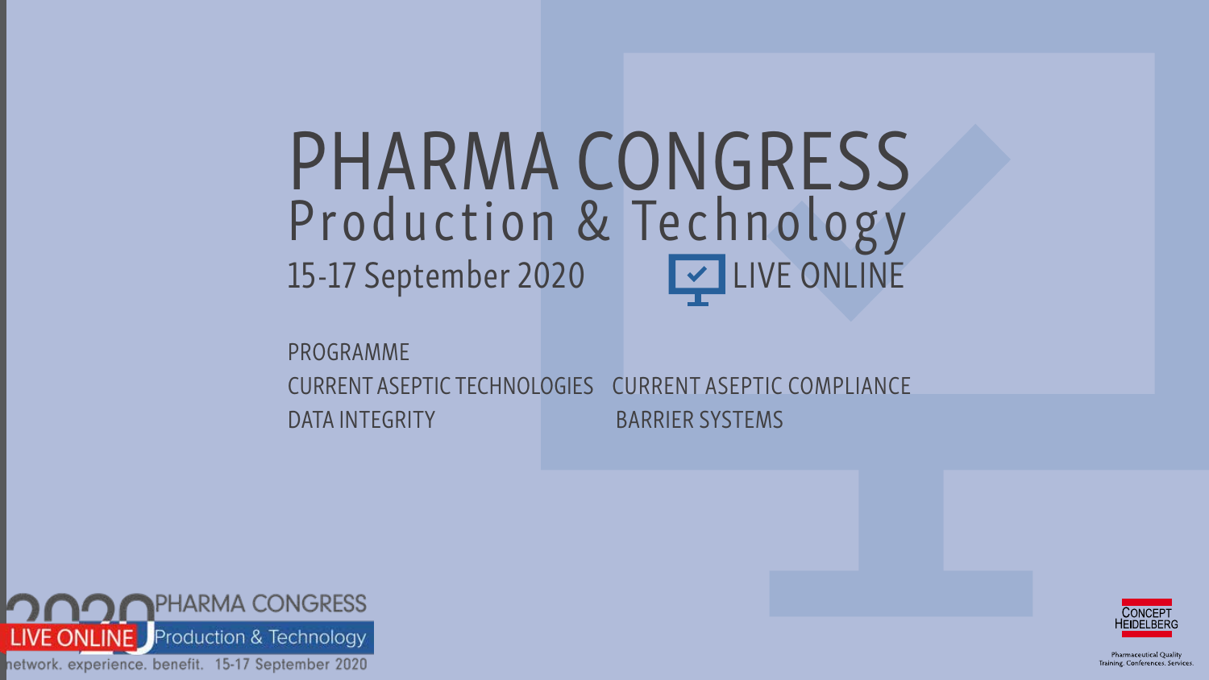# PHARMA CONGRESS

## Production & Technology

15-17 September 2020 LIVE ONLINE

PROGRAMME

CURRENT ASEPTIC TECHNOLOGIES CURRENT ASEPTIC COMPLIANCE

DATA INTEGRITY BARRIER SYSTEMS

2020 PHARMA CONGRESS LIVE ONLINE Production & Technology

network. experience. benefit. 15-17 September 2020

CONCEPT HEIDELBERG

Pharmaceutical Quality Training. Conferences. Services.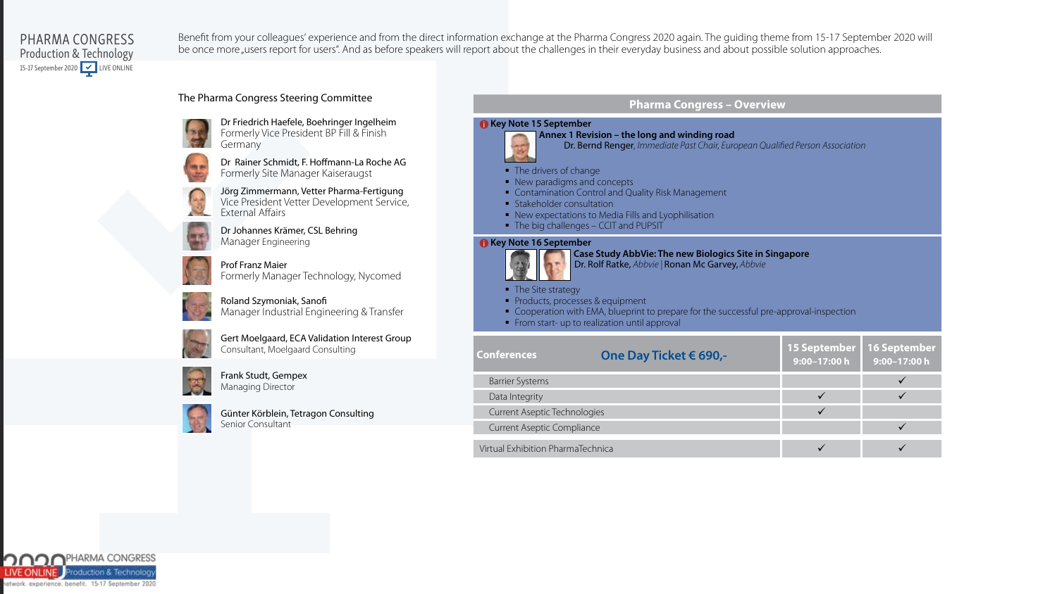Benefit from your colleagues' experience and from the direct information exchange at the Pharma Congress 2020 again. The guiding theme from 15-17 September 2020 will be once more „users report for users". And as before speakers will report about the challenges in their everyday business and about possible solution approaches.

## The Pharma Congress Steering Committee

**Dr Friedrich Haefele, Boehringer Ingelheim**
Formerly Vice President BP Fill & Finish Germany

**Dr Rainer Schmidt, F. Hoffmann-La Roche AG**
Formerly Site Manager Kaiseraugst

**Jörg Zimmermann, Vetter Pharma-Fertigung**
Vice President Vetter Development Service, External Affairs

**Dr Johannes Krämer, CSL Behring**
Manager Engineering

**Prof Franz Maier**
Formerly Manager Technology, Nycomed

**Roland Szymoniak, Sanofi**
Manager Industrial Engineering & Transfer

**Gert Moelgaard, ECA Validation Interest Group**
Consultant, Moelgaard Consulting

**Frank Studt, Gempex**
Managing Director

**Günter Körblein, Tetragon Consulting**
Senior Consultant

## Pharma Congress – Overview

### Key Note 15 September

**Annex 1 Revision – the long and winding road**
Dr. Bernd Renger, *Immediate Past Chair, European Qualified Person Association*

- The drivers of change
- New paradigms and concepts
- Contamination Control and Quality Risk Management
- Stakeholder consultation
- New expectations to Media Fills and Lyophilisation
- The big challenges – CCIT and PUPSIT

### Key Note 16 September

**Case Study AbbVie: The new Biologics Site in Singapore**
Dr. Rolf Ratke, *Abbvie* | Ronan Mc Garvey, *Abbvie*

- The Site strategy
- Products, processes & equipment
- Cooperation with EMA, blueprint to prepare for the successful pre-approval-inspection
- From start- up to realization until approval

| Conferences — One Day Ticket € 690,- | 15 September 9:00–17:00 h | 16 September 9:00–17:00 h |
|---|---|---|
| Barrier Systems | | ✓ |
| Data Integrity | ✓ | ✓ |
| Current Aseptic Technologies | ✓ | |
| Current Aseptic Compliance | | ✓ |
| Virtual Exhibition PharmaTechnica | ✓ | ✓ |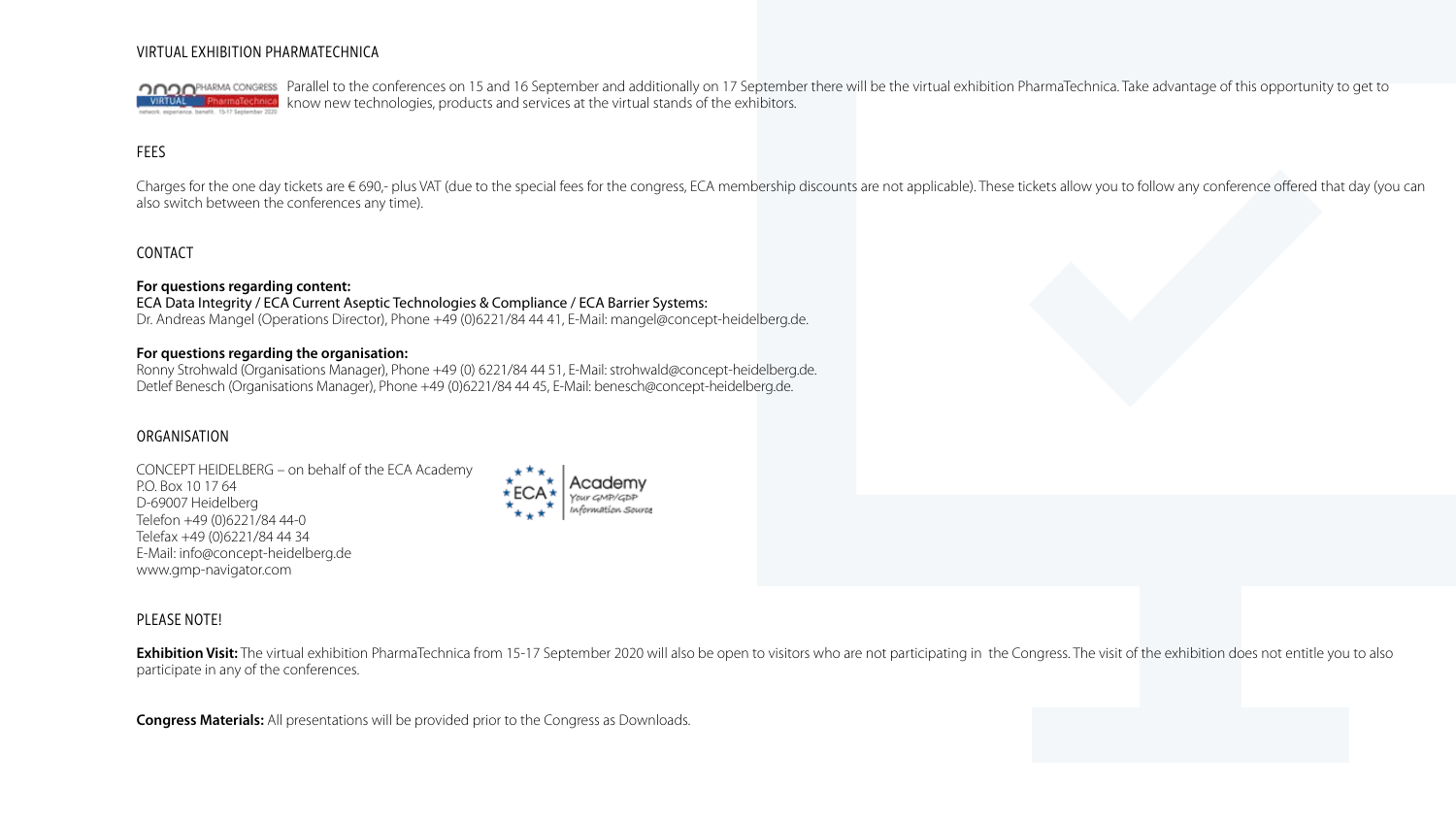## VIRTUAL EXHIBITION PHARMATECHNICA

Parallel to the conferences on 15 and 16 September and additionally on 17 September there will be the virtual exhibition PharmaTechnica. Take advantage of this opportunity to get to know new technologies, products and services at the virtual stands of the exhibitors.

## FEES

Charges for the one day tickets are € 690,- plus VAT (due to the special fees for the congress, ECA membership discounts are not applicable). These tickets allow you to follow any conference offered that day (you can also switch between the conferences any time).

## CONTACT

**For questions regarding content:**
ECA Data Integrity / ECA Current Aseptic Technologies & Compliance / ECA Barrier Systems:
Dr. Andreas Mangel (Operations Director), Phone +49 (0)6221/84 44 41, E-Mail: mangel@concept-heidelberg.de.

**For questions regarding the organisation:**
Ronny Strohwald (Organisations Manager), Phone +49 (0) 6221/84 44 51, E-Mail: strohwald@concept-heidelberg.de.
Detlef Benesch (Organisations Manager), Phone +49 (0)6221/84 44 45, E-Mail: benesch@concept-heidelberg.de.

## ORGANISATION

CONCEPT HEIDELBERG – on behalf of the ECA Academy
P.O. Box 10 17 64
D-69007 Heidelberg
Telefon +49 (0)6221/84 44-0
Telefax +49 (0)6221/84 44 34
E-Mail: info@concept-heidelberg.de
www.gmp-navigator.com

## PLEASE NOTE!

**Exhibition Visit:** The virtual exhibition PharmaTechnica from 15-17 September 2020 will also be open to visitors who are not participating in the Congress. The visit of the exhibition does not entitle you to also participate in any of the conferences.

**Congress Materials:** All presentations will be provided prior to the Congress as Downloads.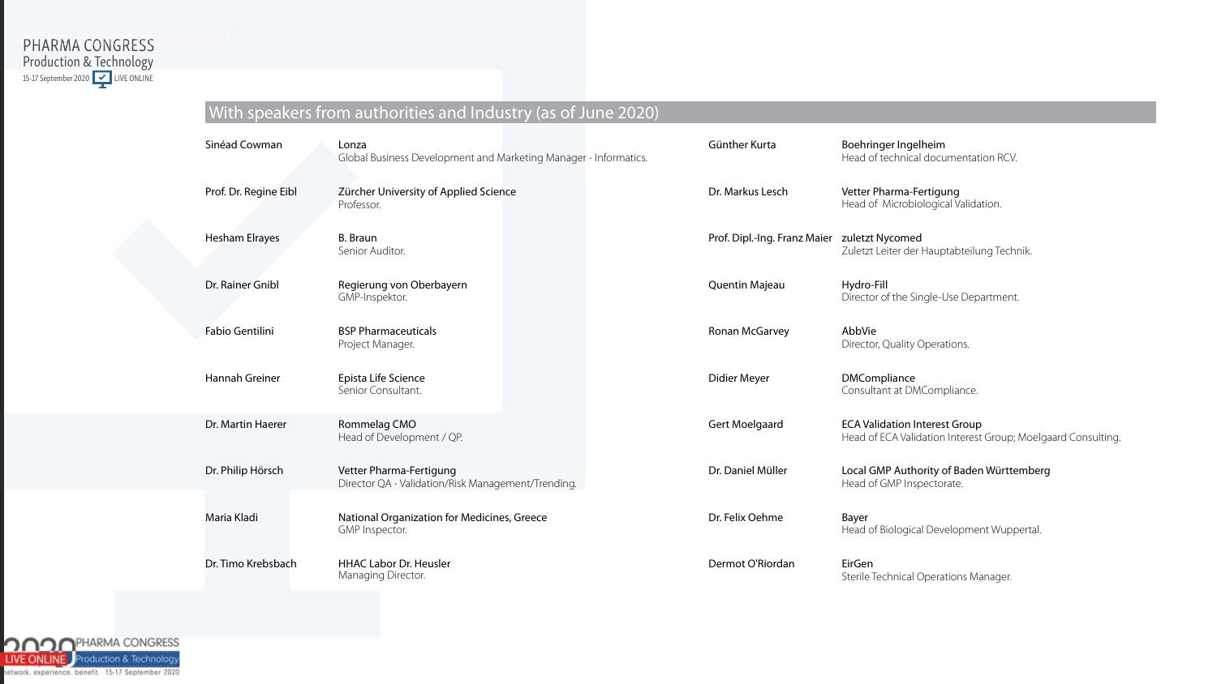## With speakers from authorities and Industry (as of June 2020)

| Speaker | Organisation / Position |
|---|---|
| Sinéad Cowman | Lonza<br>Global Business Development and Marketing Manager - Informatics. |
| Prof. Dr. Regine Eibl | Zürcher University of Applied Science<br>Professor. |
| Hesham Elrayes | B. Braun<br>Senior Auditor. |
| Dr. Rainer Gnibl | Regierung von Oberbayern<br>GMP-Inspektor. |
| Fabio Gentilini | BSP Pharmaceuticals<br>Project Manager. |
| Hannah Greiner | Epista Life Science<br>Senior Consultant. |
| Dr. Martin Haerer | Rommelag CMO<br>Head of Development / QP. |
| Dr. Philip Hörsch | Vetter Pharma-Fertigung<br>Director QA - Validation/Risk Management/Trending. |
| Maria Kladi | National Organization for Medicines, Greece<br>GMP Inspector. |
| Dr. Timo Krebsbach | HHAC Labor Dr. Heusler<br>Managing Director. |
| Günther Kurta | Boehringer Ingelheim<br>Head of technical documentation RCV. |
| Dr. Markus Lesch | Vetter Pharma-Fertigung<br>Head of Microbiological Validation. |
| Prof. Dipl.-Ing. Franz Maier | zuletzt Nycomed<br>Zuletzt Leiter der Hauptabteilung Technik. |
| Quentin Majeau | Hydro-Fill<br>Director of the Single-Use Department. |
| Ronan McGarvey | AbbVie<br>Director, Quality Operations. |
| Didier Meyer | DMCompliance<br>Consultant at DMCompliance. |
| Gert Moelgaard | ECA Validation Interest Group<br>Head of ECA Validation Interest Group; Moelgaard Consulting. |
| Dr. Daniel Müller | Local GMP Authority of Baden Württemberg<br>Head of GMP Inspectorate. |
| Dr. Felix Oehme | Bayer<br>Head of Biological Development Wuppertal. |
| Dermot O'Riordan | EirGen<br>Sterile Technical Operations Manager. |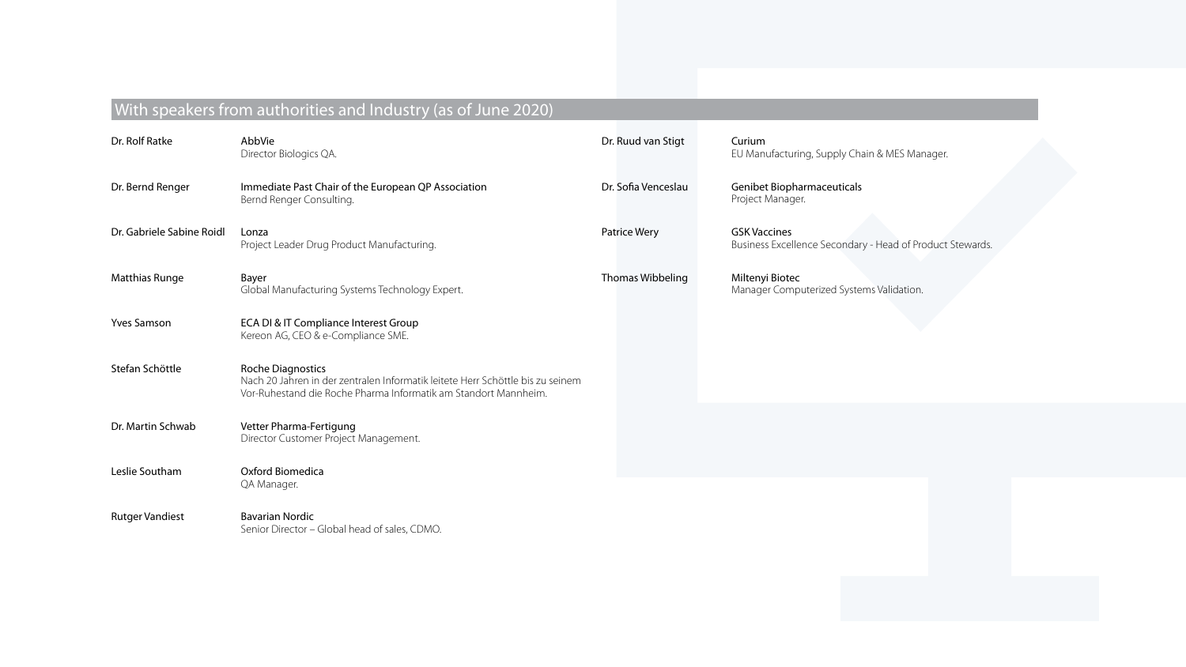## With speakers from authorities and Industry (as of June 2020)

**Dr. Rolf Ratke**
AbbVie
Director Biologics QA.

**Dr. Bernd Renger**
Immediate Past Chair of the European QP Association
Bernd Renger Consulting.

**Dr. Gabriele Sabine Roidl**
Lonza
Project Leader Drug Product Manufacturing.

**Matthias Runge**
Bayer
Global Manufacturing Systems Technology Expert.

**Yves Samson**
ECA DI & IT Compliance Interest Group
Kereon AG, CEO & e-Compliance SME.

**Stefan Schöttle**
Roche Diagnostics
Nach 20 Jahren in der zentralen Informatik leitete Herr Schöttle bis zu seinem Vor-Ruhestand die Roche Pharma Informatik am Standort Mannheim.

**Dr. Martin Schwab**
Vetter Pharma-Fertigung
Director Customer Project Management.

**Leslie Southam**
Oxford Biomedica
QA Manager.

**Rutger Vandiest**
Bavarian Nordic
Senior Director – Global head of sales, CDMO.

**Dr. Ruud van Stigt**
Curium
EU Manufacturing, Supply Chain & MES Manager.

**Dr. Sofia Venceslau**
Genibet Biopharmaceuticals
Project Manager.

**Patrice Wery**
GSK Vaccines
Business Excellence Secondary - Head of Product Stewards.

**Thomas Wibbeling**
Miltenyi Biotec
Manager Computerized Systems Validation.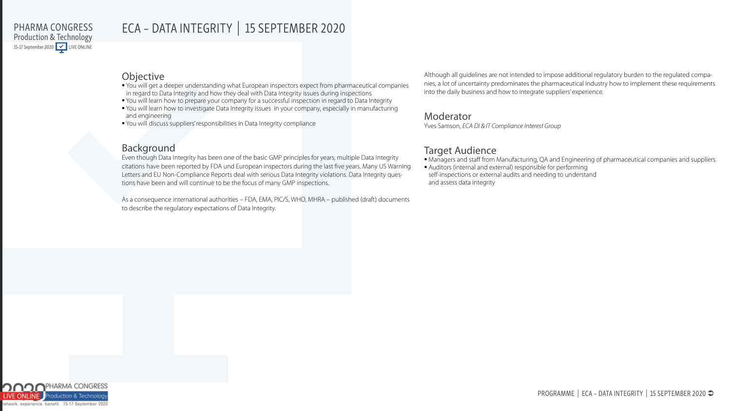# ECA – DATA INTEGRITY | 15 SEPTEMBER 2020

## Objective

- You will get a deeper understanding what European inspectors expect from pharmaceutical companies in regard to Data Integrity and how they deal with Data Integrity issues during inspections
- You will learn how to prepare your company for a successful inspection in regard to Data Integrity
- You will learn how to investigate Data Integrity issues in your company, especially in manufacturing and engineering
- You will discuss suppliers' responsibilities in Data Integrity compliance

## Background

Even though Data Integrity has been one of the basic GMP principles for years, multiple Data Integrity citations have been reported by FDA und European inspectors during the last five years. Many US Warning Letters and EU Non-Compliance Reports deal with serious Data Integrity violations. Data Integrity questions have been and will continue to be the focus of many GMP inspections.

As a consequence international authorities – FDA, EMA, PIC/S, WHO, MHRA – published (draft) documents to describe the regulatory expectations of Data Integrity.

Although all guidelines are not intended to impose additional regulatory burden to the regulated companies, a lot of uncertainty predominates the pharmaceutical industry how to implement these requirements into the daily business and how to integrate suppliers' experience.

## Moderator

Yves Samson, *ECA DI & IT Compliance Interest Group*

## Target Audience

- Managers and staff from Manufacturing, QA and Engineering of pharmaceutical companies and suppliers
- Auditors (internal and external) responsible for performing self-inspections or external audits and needing to understand and assess data integrity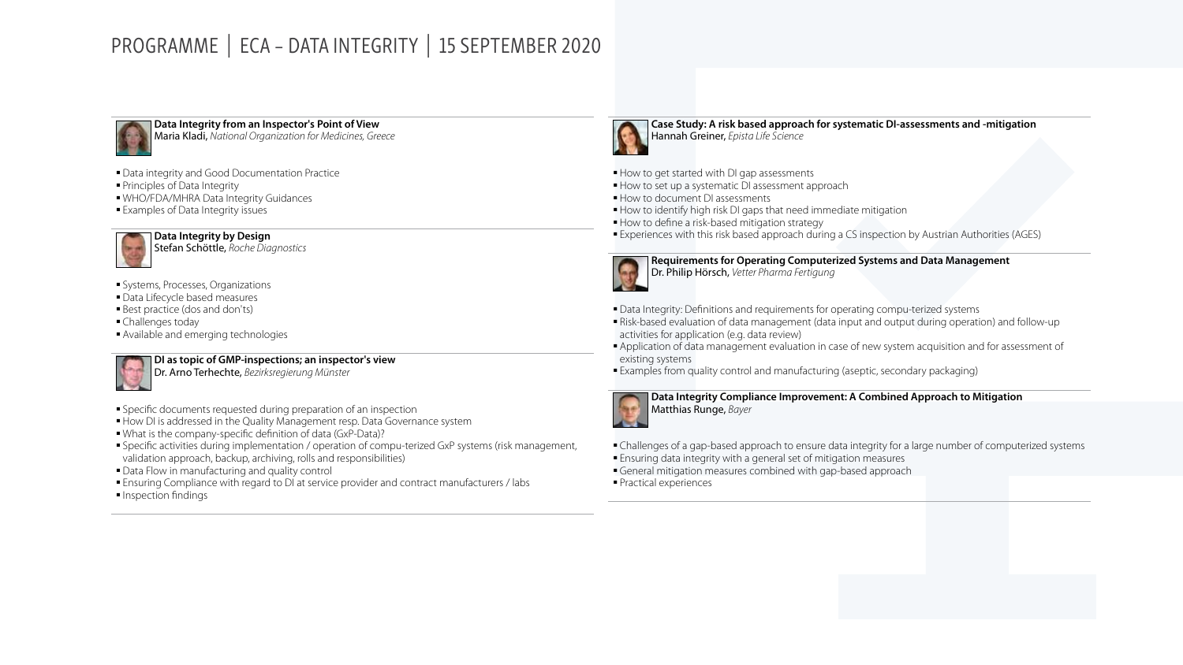# PROGRAMME | ECA – DATA INTEGRITY | 15 SEPTEMBER 2020

### Data Integrity from an Inspector's Point of View

Maria Kladi, *National Organization for Medicines, Greece*

- Data integrity and Good Documentation Practice
- Principles of Data Integrity
- WHO/FDA/MHRA Data Integrity Guidances
- Examples of Data Integrity issues

### Data Integrity by Design

Stefan Schöttle, *Roche Diagnostics*

- Systems, Processes, Organizations
- Data Lifecycle based measures
- Best practice (dos and don'ts)
- Challenges today
- Available and emerging technologies

### DI as topic of GMP-inspections; an inspector's view

Dr. Arno Terhechte, *Bezirksregierung Münster*

- Specific documents requested during preparation of an inspection
- How DI is addressed in the Quality Management resp. Data Governance system
- What is the company-specific definition of data (GxP-Data)?
- Specific activities during implementation / operation of compu-terized GxP systems (risk management, validation approach, backup, archiving, rolls and responsibilities)
- Data Flow in manufacturing and quality control
- Ensuring Compliance with regard to DI at service provider and contract manufacturers / labs
- Inspection findings

### Case Study: A risk based approach for systematic DI-assessments and -mitigation

Hannah Greiner, *Epista Life Science*

- How to get started with DI gap assessments
- How to set up a systematic DI assessment approach
- How to document DI assessments
- How to identify high risk DI gaps that need immediate mitigation
- How to define a risk-based mitigation strategy
- Experiences with this risk based approach during a CS inspection by Austrian Authorities (AGES)

### Requirements for Operating Computerized Systems and Data Management

Dr. Philip Hörsch, *Vetter Pharma Fertigung*

- Data Integrity: Definitions and requirements for operating compu-terized systems
- Risk-based evaluation of data management (data input and output during operation) and follow-up activities for application (e.g. data review)
- Application of data management evaluation in case of new system acquisition and for assessment of existing systems
- Examples from quality control and manufacturing (aseptic, secondary packaging)

### Data Integrity Compliance Improvement: A Combined Approach to Mitigation

Matthias Runge, *Bayer*

- Challenges of a gap-based approach to ensure data integrity for a large number of computerized systems
- Ensuring data integrity with a general set of mitigation measures
- General mitigation measures combined with gap-based approach
- Practical experiences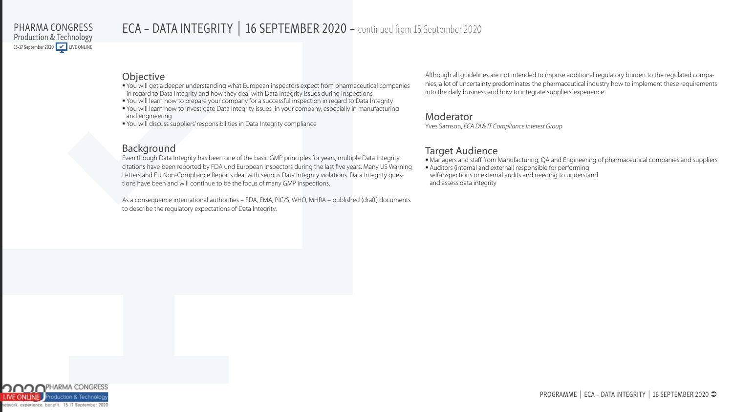# ECA – DATA INTEGRITY | 16 SEPTEMBER 2020 – continued from 15 September 2020

## Objective

- You will get a deeper understanding what European inspectors expect from pharmaceutical companies in regard to Data Integrity and how they deal with Data Integrity issues during inspections
- You will learn how to prepare your company for a successful inspection in regard to Data Integrity
- You will learn how to investigate Data Integrity issues in your company, especially in manufacturing and engineering
- You will discuss suppliers' responsibilities in Data Integrity compliance

## Background

Even though Data Integrity has been one of the basic GMP principles for years, multiple Data Integrity citations have been reported by FDA und European inspectors during the last five years. Many US Warning Letters and EU Non-Compliance Reports deal with serious Data Integrity violations. Data Integrity questions have been and will continue to be the focus of many GMP inspections.

As a consequence international authorities – FDA, EMA, PIC/S, WHO, MHRA – published (draft) documents to describe the regulatory expectations of Data Integrity.

Although all guidelines are not intended to impose additional regulatory burden to the regulated companies, a lot of uncertainty predominates the pharmaceutical industry how to implement these requirements into the daily business and how to integrate suppliers' experience.

## Moderator

Yves Samson, *ECA DI & IT Compliance Interest Group*

## Target Audience

- Managers and staff from Manufacturing, QA and Engineering of pharmaceutical companies and suppliers
- Auditors (internal and external) responsible for performing self-inspections or external audits and needing to understand and assess data integrity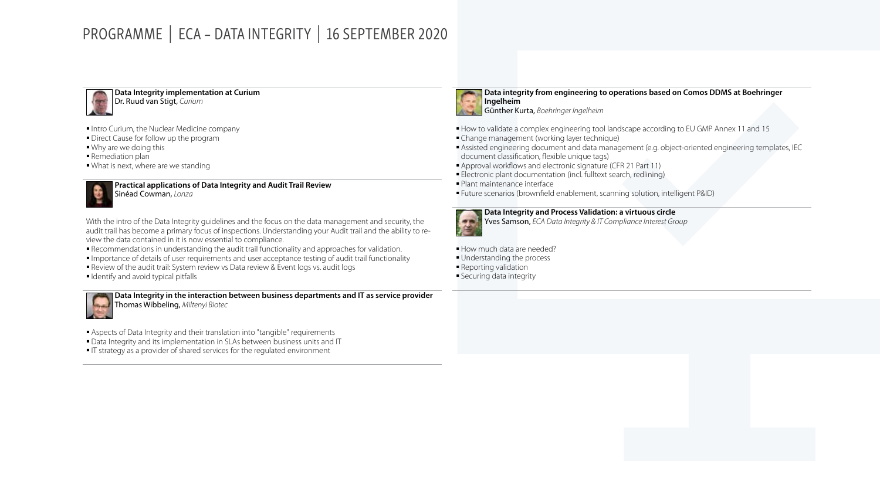# PROGRAMME | ECA – DATA INTEGRITY | 16 SEPTEMBER 2020

**Data Integrity implementation at Curium**
Dr. Ruud van Stigt, *Curium*

- Intro Curium, the Nuclear Medicine company
- Direct Cause for follow up the program
- Why are we doing this
- Remediation plan
- What is next, where are we standing

**Practical applications of Data Integrity and Audit Trail Review**
Sinéad Cowman, *Lonza*

With the intro of the Data Integrity guidelines and the focus on the data management and security, the audit trail has become a primary focus of inspections. Understanding your Audit trail and the ability to review the data contained in it is now essential to compliance.

- Recommendations in understanding the audit trail functionality and approaches for validation.
- Importance of details of user requirements and user acceptance testing of audit trail functionality
- Review of the audit trail: System review vs Data review & Event logs vs. audit logs
- Identify and avoid typical pitfalls

**Data Integrity in the interaction between business departments and IT as service provider**
Thomas Wibbeling, *Miltenyi Biotec*

- Aspects of Data Integrity and their translation into "tangible" requirements
- Data Integrity and its implementation in SLAs between business units and IT
- IT strategy as a provider of shared services for the regulated environment

**Data integrity from engineering to operations based on Comos DDMS at Boehringer Ingelheim**
Günther Kurta, *Boehringer Ingelheim*

- How to validate a complex engineering tool landscape according to EU GMP Annex 11 and 15
- Change management (working layer technique)
- Assisted engineering document and data management (e.g. object-oriented engineering templates, IEC document classification, flexible unique tags)
- Approval workflows and electronic signature (CFR 21 Part 11)
- Electronic plant documentation (incl. fulltext search, redlining)
- Plant maintenance interface
- Future scenarios (brownfield enablement, scanning solution, intelligent P&ID)

**Data Integrity and Process Validation: a virtuous circle**
Yves Samson, *ECA Data Integrity & IT Compliance Interest Group*

- How much data are needed?
- Understanding the process
- Reporting validation
- Securing data integrity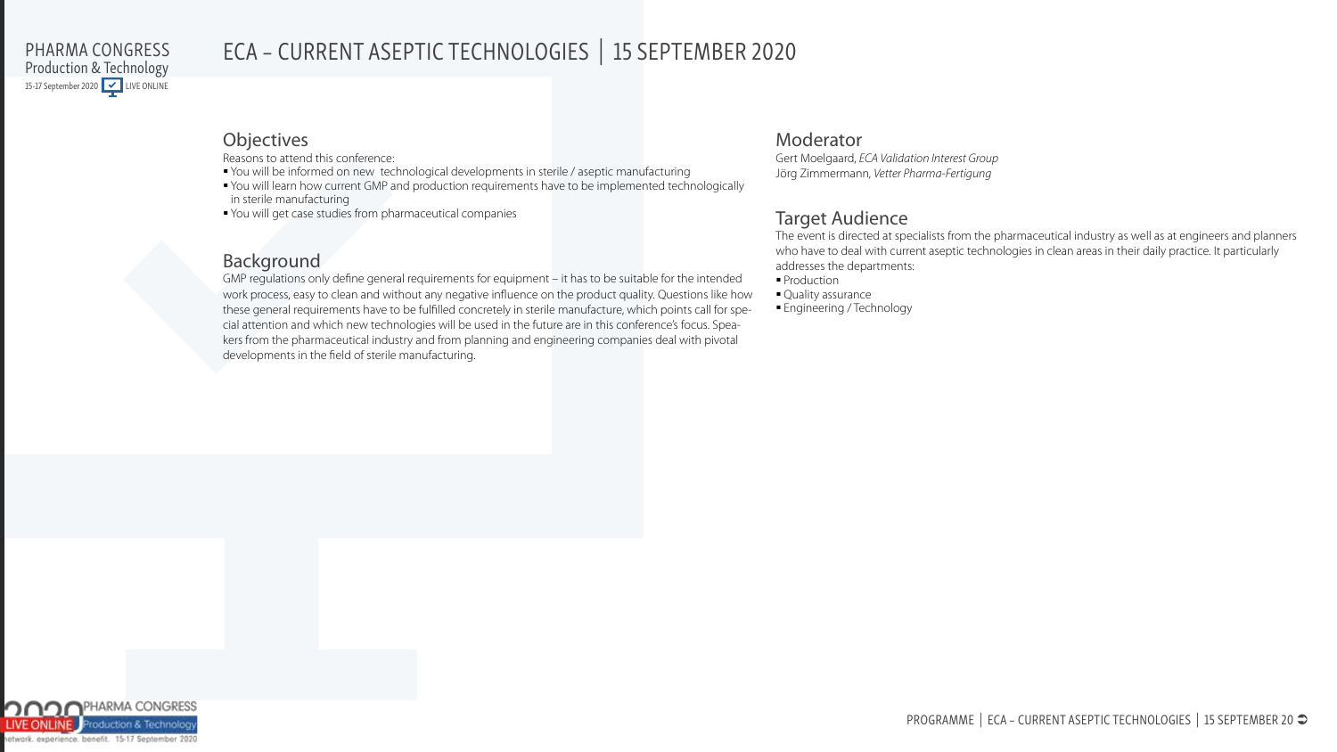# ECA – CURRENT ASEPTIC TECHNOLOGIES | 15 SEPTEMBER 2020

## Objectives

Reasons to attend this conference:

- You will be informed on new technological developments in sterile / aseptic manufacturing
- You will learn how current GMP and production requirements have to be implemented technologically in sterile manufacturing
- You will get case studies from pharmaceutical companies

## Background

GMP regulations only define general requirements for equipment – it has to be suitable for the intended work process, easy to clean and without any negative influence on the product quality. Questions like how these general requirements have to be fulfilled concretely in sterile manufacture, which points call for special attention and which new technologies will be used in the future are in this conference's focus. Speakers from the pharmaceutical industry and from planning and engineering companies deal with pivotal developments in the field of sterile manufacturing.

## Moderator

Gert Moelgaard, *ECA Validation Interest Group*
Jörg Zimmermann, *Vetter Pharma-Fertigung*

## Target Audience

The event is directed at specialists from the pharmaceutical industry as well as at engineers and planners who have to deal with current aseptic technologies in clean areas in their daily practice. It particularly addresses the departments:

- Production
- Quality assurance
- Engineering / Technology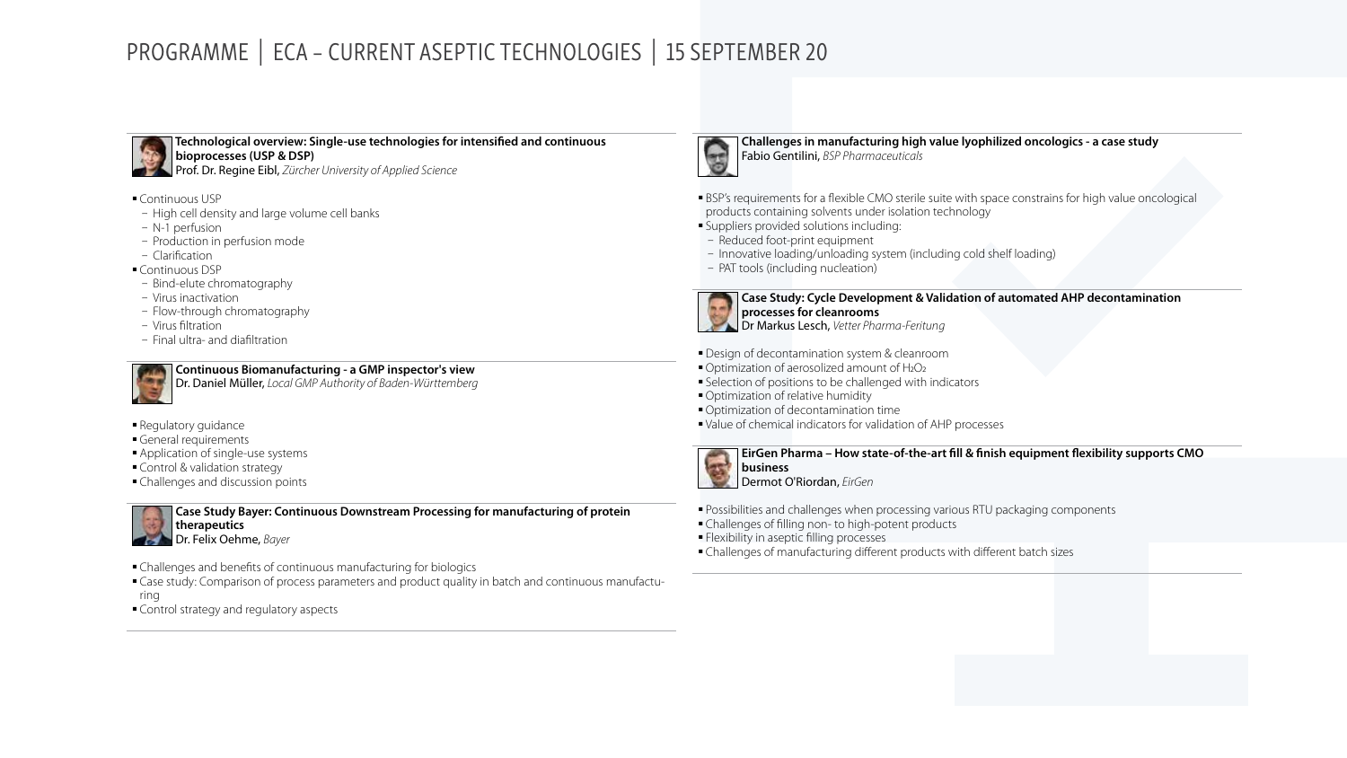# PROGRAMME | ECA – CURRENT ASEPTIC TECHNOLOGIES | 15 SEPTEMBER 20

**Technological overview: Single-use technologies for intensified and continuous bioprocesses (USP & DSP)**
Prof. Dr. Regine Eibl, *Zürcher University of Applied Science*

- Continuous USP
  - High cell density and large volume cell banks
  - N-1 perfusion
  - Production in perfusion mode
  - Clarification
- Continuous DSP
  - Bind-elute chromatography
  - Virus inactivation
  - Flow-through chromatography
  - Virus filtration
  - Final ultra- and diafiltration

**Continuous Biomanufacturing - a GMP inspector's view**
Dr. Daniel Müller, *Local GMP Authority of Baden-Württemberg*

- Regulatory guidance
- General requirements
- Application of single-use systems
- Control & validation strategy
- Challenges and discussion points

**Case Study Bayer: Continuous Downstream Processing for manufacturing of protein therapeutics**
Dr. Felix Oehme, *Bayer*

- Challenges and benefits of continuous manufacturing for biologics
- Case study: Comparison of process parameters and product quality in batch and continuous manufacturing
- Control strategy and regulatory aspects

**Challenges in manufacturing high value lyophilized oncologics - a case study**
Fabio Gentilini, *BSP Pharmaceuticals*

- BSP's requirements for a flexible CMO sterile suite with space constrains for high value oncological products containing solvents under isolation technology
- Suppliers provided solutions including:
  - Reduced foot-print equipment
  - Innovative loading/unloading system (including cold shelf loading)
  - PAT tools (including nucleation)

**Case Study: Cycle Development & Validation of automated AHP decontamination processes for cleanrooms**
Dr Markus Lesch, *Vetter Pharma-Feritung*

- Design of decontamination system & cleanroom
- Optimization of aerosolized amount of $H_2O_2$
- Selection of positions to be challenged with indicators
- Optimization of relative humidity
- Optimization of decontamination time
- Value of chemical indicators for validation of AHP processes

**EirGen Pharma – How state-of-the-art fill & finish equipment flexibility supports CMO business**
Dermot O'Riordan, *EirGen*

- Possibilities and challenges when processing various RTU packaging components
- Challenges of filling non- to high-potent products
- Flexibility in aseptic filling processes
- Challenges of manufacturing different products with different batch sizes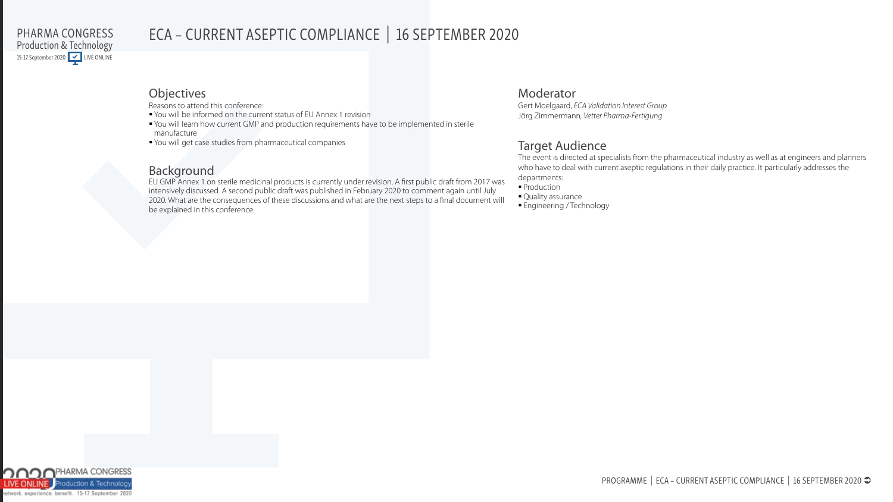# ECA – CURRENT ASEPTIC COMPLIANCE | 16 SEPTEMBER 2020

## Objectives

Reasons to attend this conference:

- You will be informed on the current status of EU Annex 1 revision
- You will learn how current GMP and production requirements have to be implemented in sterile manufacture
- You will get case studies from pharmaceutical companies

## Background

EU GMP Annex 1 on sterile medicinal products is currently under revision. A first public draft from 2017 was intensively discussed. A second public draft was published in February 2020 to comment again until July 2020. What are the consequences of these discussions and what are the next steps to a final document will be explained in this conference.

## Moderator

Gert Moelgaard, *ECA Validation Interest Group*
Jörg Zimmermann, *Vetter Pharma-Fertigung*

## Target Audience

The event is directed at specialists from the pharmaceutical industry as well as at engineers and planners who have to deal with current aseptic regulations in their daily practice. It particularly addresses the departments:

- Production
- Quality assurance
- Engineering / Technology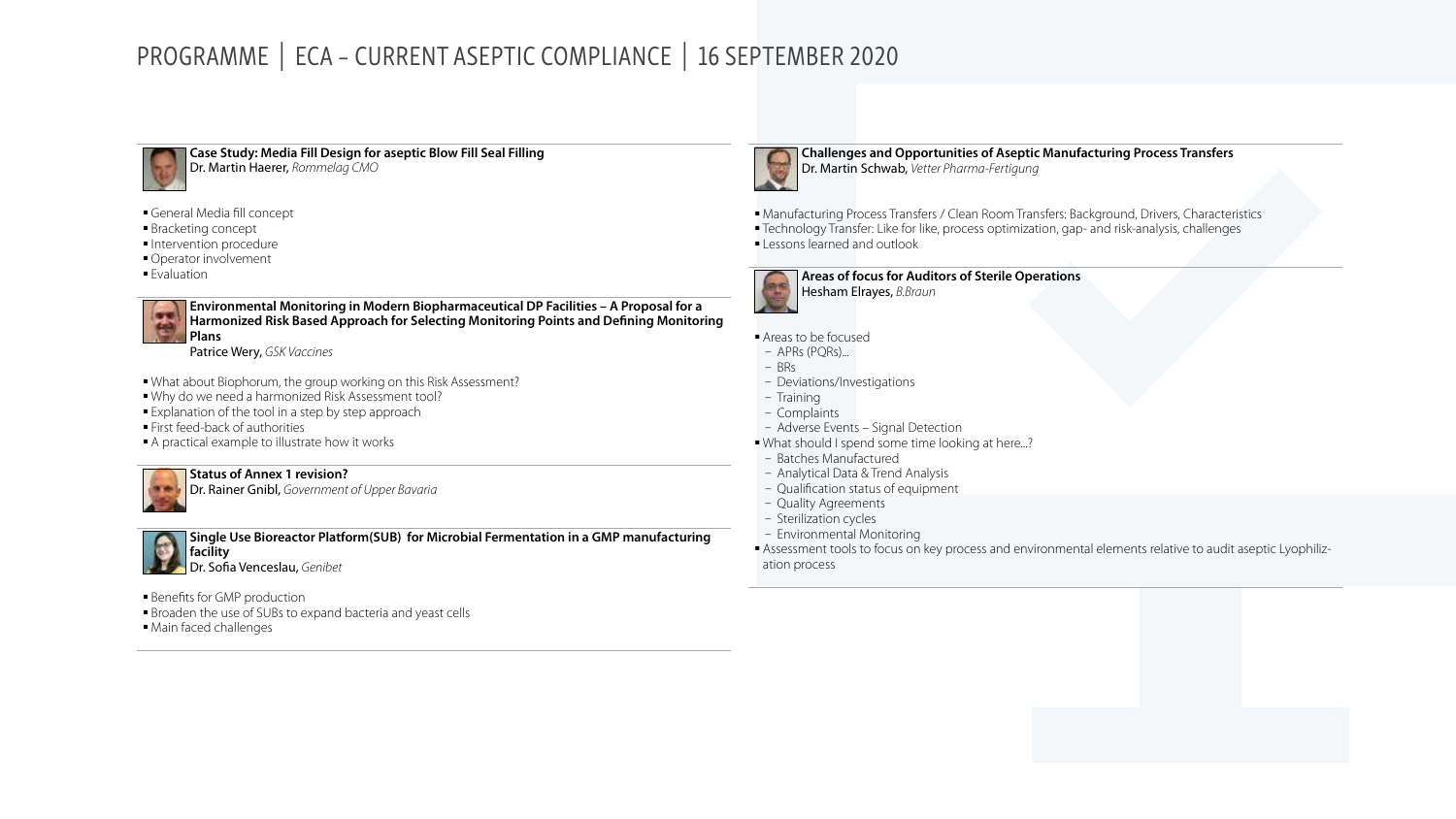# PROGRAMME | ECA – CURRENT ASEPTIC COMPLIANCE | 16 SEPTEMBER 2020

**Case Study: Media Fill Design for aseptic Blow Fill Seal Filling**
Dr. Martin Haerer, *Rommelag CMO*

- General Media fill concept
- Bracketing concept
- Intervention procedure
- Operator involvement
- Evaluation

**Environmental Monitoring in Modern Biopharmaceutical DP Facilities – A Proposal for a Harmonized Risk Based Approach for Selecting Monitoring Points and Defining Monitoring Plans**
Patrice Wery, *GSK Vaccines*

- What about Biophorum, the group working on this Risk Assessment?
- Why do we need a harmonized Risk Assessment tool?
- Explanation of the tool in a step by step approach
- First feed-back of authorities
- A practical example to illustrate how it works

**Status of Annex 1 revision?**
Dr. Rainer Gnibl, *Government of Upper Bavaria*

**Single Use Bioreactor Platform(SUB) for Microbial Fermentation in a GMP manufacturing facility**
Dr. Sofia Venceslau, *Genibet*

- Benefits for GMP production
- Broaden the use of SUBs to expand bacteria and yeast cells
- Main faced challenges

**Challenges and Opportunities of Aseptic Manufacturing Process Transfers**
Dr. Martin Schwab, *Vetter Pharma-Fertigung*

- Manufacturing Process Transfers / Clean Room Transfers: Background, Drivers, Characteristics
- Technology Transfer: Like for like, process optimization, gap- and risk-analysis, challenges
- Lessons learned and outlook

**Areas of focus for Auditors of Sterile Operations**
Hesham Elrayes, *B.Braun*

- Areas to be focused
  - APRs (PQRs)...
  - BRs
  - Deviations/Investigations
  - Training
  - Complaints
  - Adverse Events – Signal Detection
- What should I spend some time looking at here...?
  - Batches Manufactured
  - Analytical Data & Trend Analysis
  - Qualification status of equipment
  - Quality Agreements
  - Sterilization cycles
  - Environmental Monitoring
- Assessment tools to focus on key process and environmental elements relative to audit aseptic Lyophilization process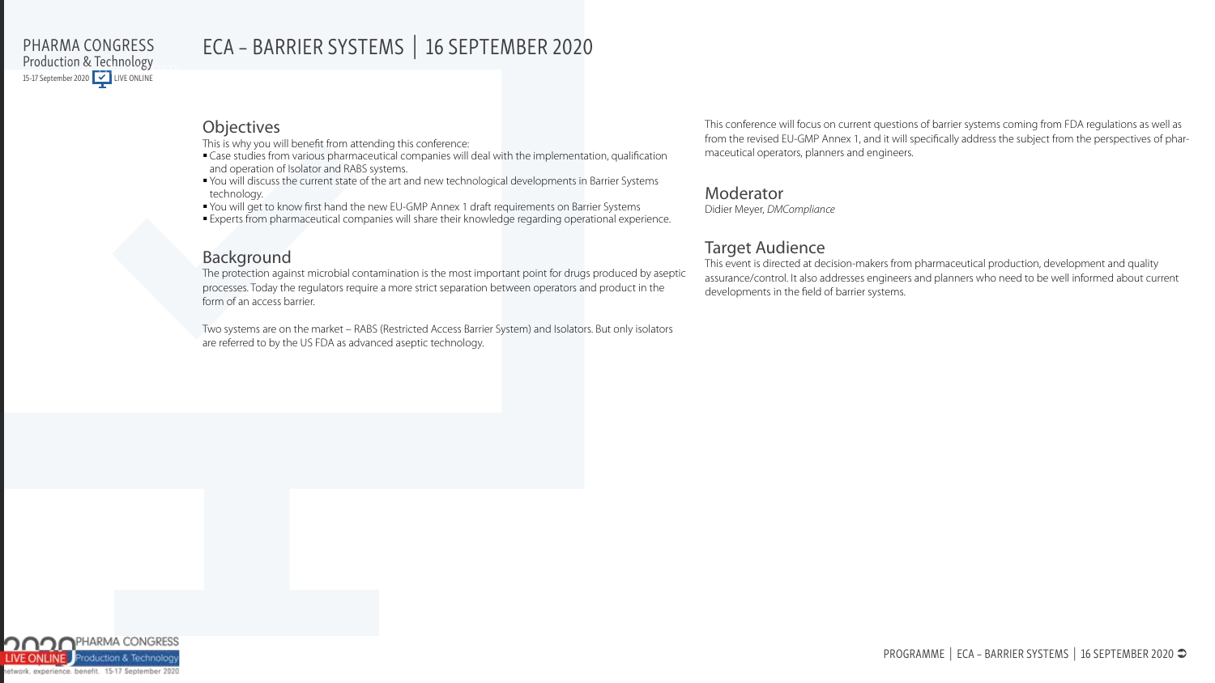# ECA – BARRIER SYSTEMS | 16 SEPTEMBER 2020

## Objectives

This is why you will benefit from attending this conference:

- Case studies from various pharmaceutical companies will deal with the implementation, qualification and operation of Isolator and RABS systems.
- You will discuss the current state of the art and new technological developments in Barrier Systems technology.
- You will get to know first hand the new EU-GMP Annex 1 draft requirements on Barrier Systems
- Experts from pharmaceutical companies will share their knowledge regarding operational experience.

## Background

The protection against microbial contamination is the most important point for drugs produced by aseptic processes. Today the regulators require a more strict separation between operators and product in the form of an access barrier.

Two systems are on the market – RABS (Restricted Access Barrier System) and Isolators. But only isolators are referred to by the US FDA as advanced aseptic technology.

This conference will focus on current questions of barrier systems coming from FDA regulations as well as from the revised EU-GMP Annex 1, and it will specifically address the subject from the perspectives of pharmaceutical operators, planners and engineers.

## Moderator

Didier Meyer, *DMCompliance*

## Target Audience

This event is directed at decision-makers from pharmaceutical production, development and quality assurance/control. It also addresses engineers and planners who need to be well informed about current developments in the field of barrier systems.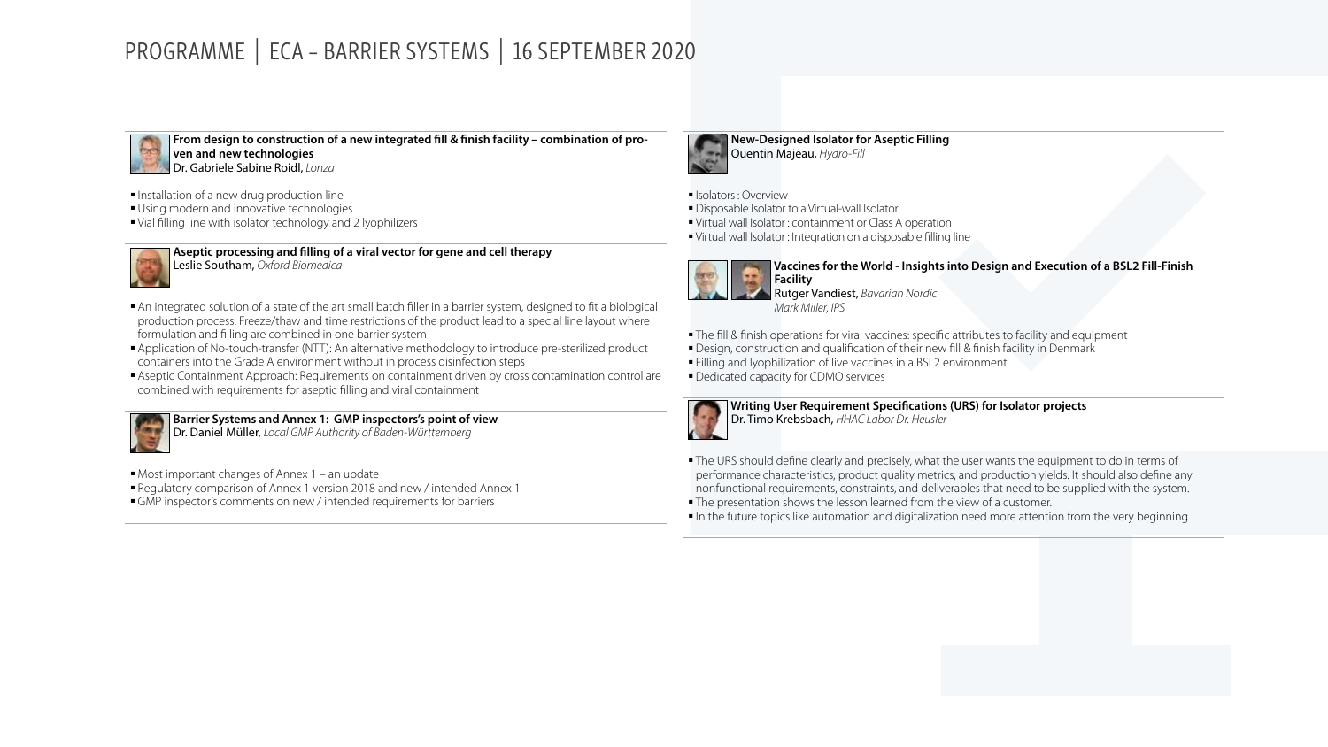# PROGRAMME | ECA – BARRIER SYSTEMS | 16 SEPTEMBER 2020

**From design to construction of a new integrated fill & finish facility – combination of proven and new technologies**
Dr. Gabriele Sabine Roidl, *Lonza*

- Installation of a new drug production line
- Using modern and innovative technologies
- Vial filling line with isolator technology and 2 lyophilizers

**Aseptic processing and filling of a viral vector for gene and cell therapy**
Leslie Southam, *Oxford Biomedica*

- An integrated solution of a state of the art small batch filler in a barrier system, designed to fit a biological production process: Freeze/thaw and time restrictions of the product lead to a special line layout where formulation and filling are combined in one barrier system
- Application of No-touch-transfer (NTT): An alternative methodology to introduce pre-sterilized product containers into the Grade A environment without in process disinfection steps
- Aseptic Containment Approach: Requirements on containment driven by cross contamination control are combined with requirements for aseptic filling and viral containment

**Barrier Systems and Annex 1: GMP inspectors's point of view**
Dr. Daniel Müller, *Local GMP Authority of Baden-Württemberg*

- Most important changes of Annex 1 – an update
- Regulatory comparison of Annex 1 version 2018 and new / intended Annex 1
- GMP inspector's comments on new / intended requirements for barriers

**New-Designed Isolator for Aseptic Filling**
Quentin Majeau, *Hydro-Fill*

- Isolators : Overview
- Disposable Isolator to a Virtual-wall Isolator
- Virtual wall Isolator : containment or Class A operation
- Virtual wall Isolator : Integration on a disposable filling line

**Vaccines for the World - Insights into Design and Execution of a BSL2 Fill-Finish Facility**
Rutger Vandiest, *Bavarian Nordic*
*Mark Miller, IPS*

- The fill & finish operations for viral vaccines: specific attributes to facility and equipment
- Design, construction and qualification of their new fill & finish facility in Denmark
- Filling and lyophilization of live vaccines in a BSL2 environment
- Dedicated capacity for CDMO services

**Writing User Requirement Specifications (URS) for Isolator projects**
Dr. Timo Krebsbach, *HHAC Labor Dr. Heusler*

- The URS should define clearly and precisely, what the user wants the equipment to do in terms of performance characteristics, product quality metrics, and production yields. It should also define any nonfunctional requirements, constraints, and deliverables that need to be supplied with the system.
- The presentation shows the lesson learned from the view of a customer.
- In the future topics like automation and digitalization need more attention from the very beginning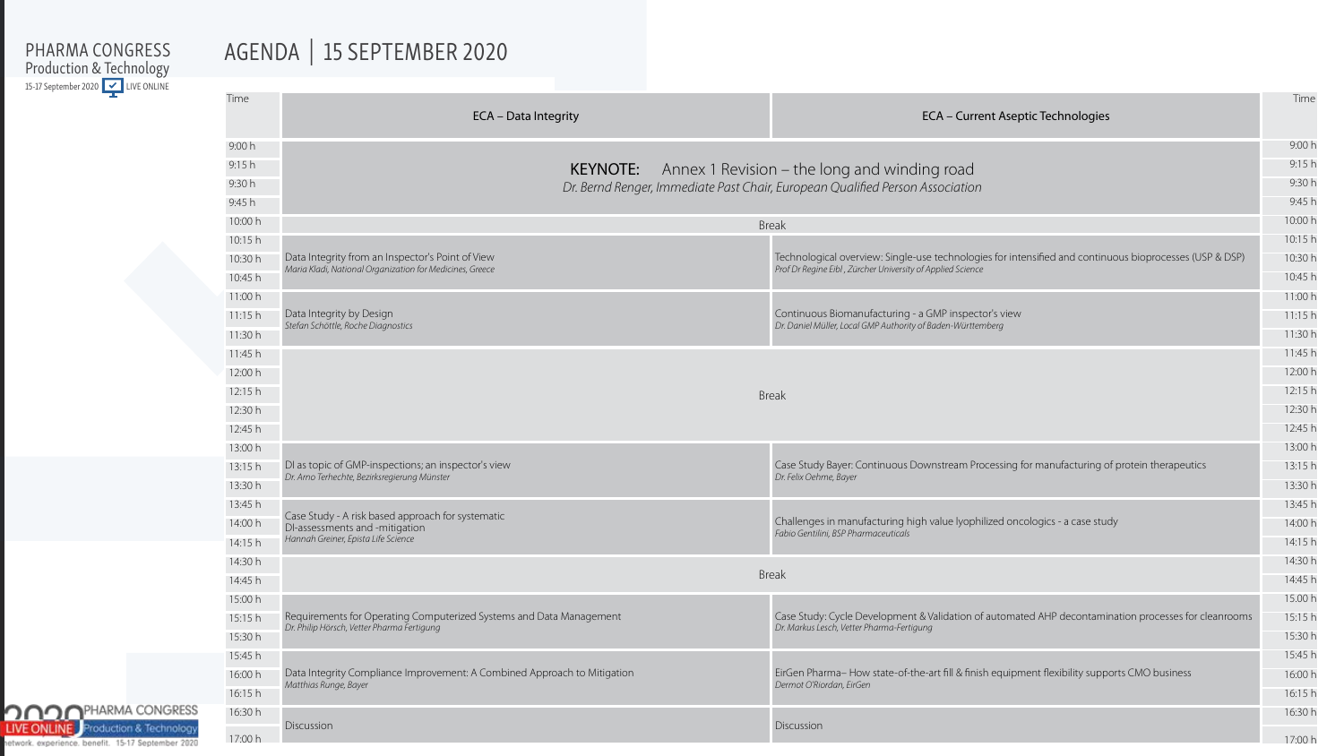# PHARMA CONGRESS Production & Technology

15-17 September 2020 LIVE ONLINE

## AGENDA | 15 SEPTEMBER 2020

| Time | ECA – Data Integrity | ECA – Current Aseptic Technologies | Time |
|---|---|---|---|
| 9:00 h – 9:45 h | **KEYNOTE:** Annex 1 Revision – the long and winding road<br>*Dr. Bernd Renger, Immediate Past Chair, European Qualified Person Association* | | 9:00 h – 9:45 h |
| 10:00 h | Break | | 10:00 h |
| 10:15 h – 10:45 h | Data Integrity from an Inspector's Point of View<br>*Maria Kladi, National Organization for Medicines, Greece* | Technological overview: Single-use technologies for intensified and continuous bioprocesses (USP & DSP)<br>*Prof Dr Regine Eibl, Zürcher University of Applied Science* | 10:15 h – 10:45 h |
| 11:00 h – 11:30 h | Data Integrity by Design<br>*Stefan Schöttle, Roche Diagnostics* | Continuous Biomanufacturing - a GMP inspector's view<br>*Dr. Daniel Müller, Local GMP Authority of Baden-Württemberg* | 11:00 h – 11:30 h |
| 11:45 h – 12:45 h | Break | | 11:45 h – 12:45 h |
| 13:00 h – 13:30 h | DI as topic of GMP-inspections; an inspector's view<br>*Dr. Arno Terhechte, Bezirksregierung Münster* | Case Study Bayer: Continuous Downstream Processing for manufacturing of protein therapeutics<br>*Dr. Felix Oehme, Bayer* | 13:00 h – 13:30 h |
| 13:45 h – 14:15 h | Case Study - A risk based approach for systematic DI-assessments and -mitigation<br>*Hannah Greiner, Epista Life Science* | Challenges in manufacturing high value lyophilized oncologics - a case study<br>*Fabio Gentilini, BSP Pharmaceuticals* | 13:45 h – 14:15 h |
| 14:30 h – 14:45 h | Break | | 14:30 h – 14:45 h |
| 15:00 h – 15:30 h | Requirements for Operating Computerized Systems and Data Management<br>*Dr. Philip Hörsch, Vetter Pharma Fertigung* | Case Study: Cycle Development & Validation of automated AHP decontamination processes for cleanrooms<br>*Dr. Markus Lesch, Vetter Pharma-Fertigung* | 15.00 h – 15:30 h |
| 15:45 h – 16:15 h | Data Integrity Compliance Improvement: A Combined Approach to Mitigation<br>*Matthias Runge, Bayer* | EirGen Pharma– How state-of-the-art fill & finish equipment flexibility supports CMO business<br>*Dermot O'Riordan, EirGen* | 15:45 h – 16:15 h |
| 16:30 h – 17:00 h | Discussion | Discussion | 16:30 h – 17:00 h |

2020 PHARMA CONGRESS Production & Technology LIVE ONLINE
network. experience. benefit. 15-17 September 2020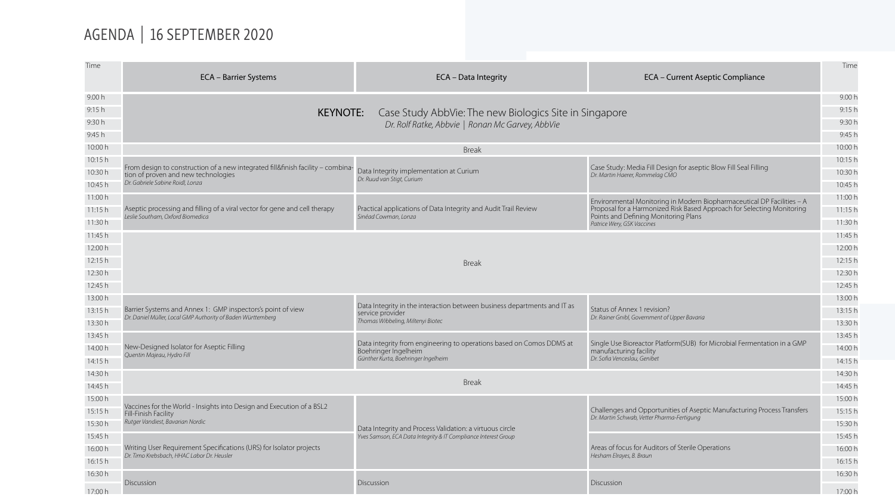# AGENDA | 16 SEPTEMBER 2020

| Time | ECA – Barrier Systems | ECA – Data Integrity | ECA – Current Aseptic Compliance | Time |
|---|---|---|---|---|
| 9.00 h – 9:45 h | **KEYNOTE:** Case Study AbbVie: The new Biologics Site in Singapore<br>*Dr. Rolf Ratke, Abbvie \| Ronan Mc Garvey, AbbVie* | | | 9.00 h – 9:45 h |
| 10:00 h | Break | | | 10:00 h |
| 10:15 h – 10:45 h | From design to construction of a new integrated fill&finish facility – combination of proven and new technologies<br>*Dr. Gabriele Sabine Roidl, Lonza* | Data Integrity implementation at Curium<br>*Dr. Ruud van Stigt, Curium* | Case Study: Media Fill Design for aseptic Blow Fill Seal Filling<br>*Dr. Martin Haerer, Rommelag CMO* | 10:15 h – 10:45 h |
| 11:00 h – 11:30 h | Aseptic processing and filling of a viral vector for gene and cell therapy<br>*Leslie Southam, Oxford Biomedica* | Practical applications of Data Integrity and Audit Trail Review<br>*Sinéad Cowman, Lonza* | Environmental Monitoring in Modern Biopharmaceutical DP Facilities – A Proposal for a Harmonized Risk Based Approach for Selecting Monitoring Points and Defining Monitoring Plans<br>*Patrice Wery, GSK Vaccines* | 11:00 h – 11:30 h |
| 11:45 h – 12:45 h | Break | | | 11:45 h – 12:45 h |
| 13:00 h – 13:30 h | Barrier Systems and Annex 1: GMP inspectors's point of view<br>*Dr. Daniel Müller, Local GMP Authority of Baden Württemberg* | Data Integrity in the interaction between business departments and IT as service provider<br>*Thomas Wibbeling, Miltenyi Biotec* | Status of Annex 1 revision?<br>*Dr. Rainer Gnibl, Government of Upper Bavaria* | 13:00 h – 13:30 h |
| 13:45 h – 14:15 h | New-Designed Isolator for Aseptic Filling<br>*Quentin Majeau, Hydro Fill* | Data integrity from engineering to operations based on Comos DDMS at Boehringer Ingelheim<br>*Günther Kurta, Boehringer Ingelheim* | Single Use Bioreactor Platform(SUB) for Microbial Fermentation in a GMP manufacturing facility<br>*Dr. Sofia Venceslau, Genibet* | 13:45 h – 14:15 h |
| 14:30 h – 14:45 h | Break | | | 14:30 h – 14:45 h |
| 15:00 h – 15:30 h | Vaccines for the World - Insights into Design and Execution of a BSL2 Fill-Finish Facility<br>*Rutger Vandiest, Bavarian Nordic* | Data Integrity and Process Validation: a virtuous circle<br>*Yves Samson, ECA Data Integrity & IT Compliance Interest Group* | Challenges and Opportunities of Aseptic Manufacturing Process Transfers<br>*Dr. Martin Schwab, Vetter Pharma-Fertigung* | 15:00 h – 15:30 h |
| 15:45 h – 16:15 h | Writing User Requirement Specifications (URS) for Isolator projects<br>*Dr. Timo Krebsbach, HHAC Labor Dr. Heusler* | | Areas of focus for Auditors of Sterile Operations<br>*Hesham Elrayes, B. Braun* | 15:45 h – 16:15 h |
| 16:30 h – 17:00 h | Discussion | Discussion | Discussion | 16:30 h – 17:00 h |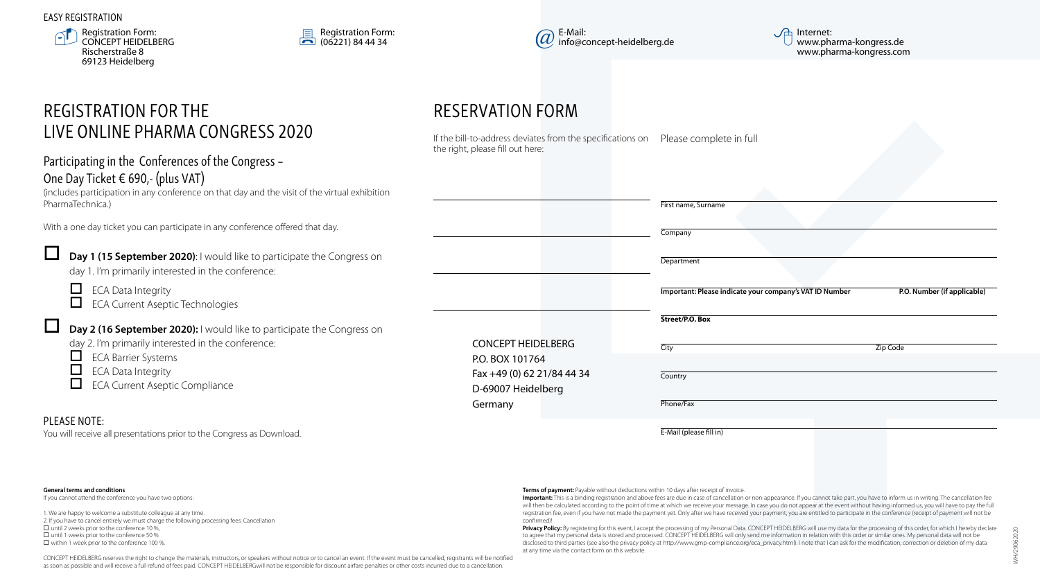EASY REGISTRATION

Registration Form: CONCEPT HEIDELBERG Rischerstraße 8 69123 Heidelberg

Registration Form: (06221) 84 44 34

E-Mail: info@concept-heidelberg.de

Internet: www.pharma-kongress.de www.pharma-kongress.com

# REGISTRATION FOR THE LIVE ONLINE PHARMA CONGRESS 2020

## Participating in the Conferences of the Congress – One Day Ticket € 690,- (plus VAT)

(includes participation in any conference on that day and the visit of the virtual exhibition PharmaTechnica.)

With a one day ticket you can participate in any conference offered that day.

☐ **Day 1 (15 September 2020)**: I would like to participate the Congress on day 1. I'm primarily interested in the conference:

- ☐ ECA Data Integrity
- ☐ ECA Current Aseptic Technologies

☐ **Day 2 (16 September 2020):** I would like to participate the Congress on day 2. I'm primarily interested in the conference:

- ☐ ECA Barrier Systems
- ☐ ECA Data Integrity
- ☐ ECA Current Aseptic Compliance

PLEASE NOTE:

You will receive all presentations prior to the Congress as Download.

# RESERVATION FORM

If the bill-to-address deviates from the specifications on the right, please fill out here:

CONCEPT HEIDELBERG
P.O. BOX 101764
Fax +49 (0) 62 21/84 44 34
D-69007 Heidelberg
Germany

Please complete in full

First name, Surname

Company

Department

**Important: Please indicate your company's VAT ID Number** **P.O. Number (if applicable)**

**Street/P.O. Box**

City Zip Code

Country

Phone/Fax

E-Mail (please fill in)

**General terms and conditions**

If you cannot attend the conference you have two options:

1. We are happy to welcome a substitute colleague at any time.
2. If you have to cancel entirely we must charge the following processing fees: Cancellation

☐ until 2 weeks prior to the conference 10 %,
☐ until 1 weeks prior to the conference 50 %
☐ within 1 week prior to the conference 100 %.

CONCEPT HEIDELBERG reserves the right to change the materials, instructors, or speakers without notice or to cancel an event. If the event must be cancelled, registrants will be notified as soon as possible and will receive a full refund of fees paid. CONCEPT HEIDELBERGwill not be responsible for discount airfare penalties or other costs incurred due to a cancellation.

**Terms of payment:** Payable without deductions within 10 days after receipt of invoice.

**Important:** This is a binding registration and above fees are due in case of cancellation or non-appearance. If you cannot take part, you have to inform us in writing. The cancellation fee will then be calculated according to the point of time at which we receive your message. In case you do not appear at the event without having informed us, you will have to pay the full registration fee, even if you have not made the payment yet. Only after we have received your payment, you are entitled to participate in the conference (receipt of payment will not be confirmed)!

**Privacy Policy:** By registering for this event, I accept the processing of my Personal Data. CONCEPT HEIDELBERG will use my data for the processing of this order, for which I hereby declare to agree that my personal data is stored and processed. CONCEPT HEIDELBERG will only send me information in relation with this order or similar ones. My personal data will not be disclosed to third parties (see also the privacy policy at http://www.gmp-compliance.org/eca_privacy.html). I note that I can ask for the modification, correction or deletion of my data at any time via the contact form on this website.

WH/29062020